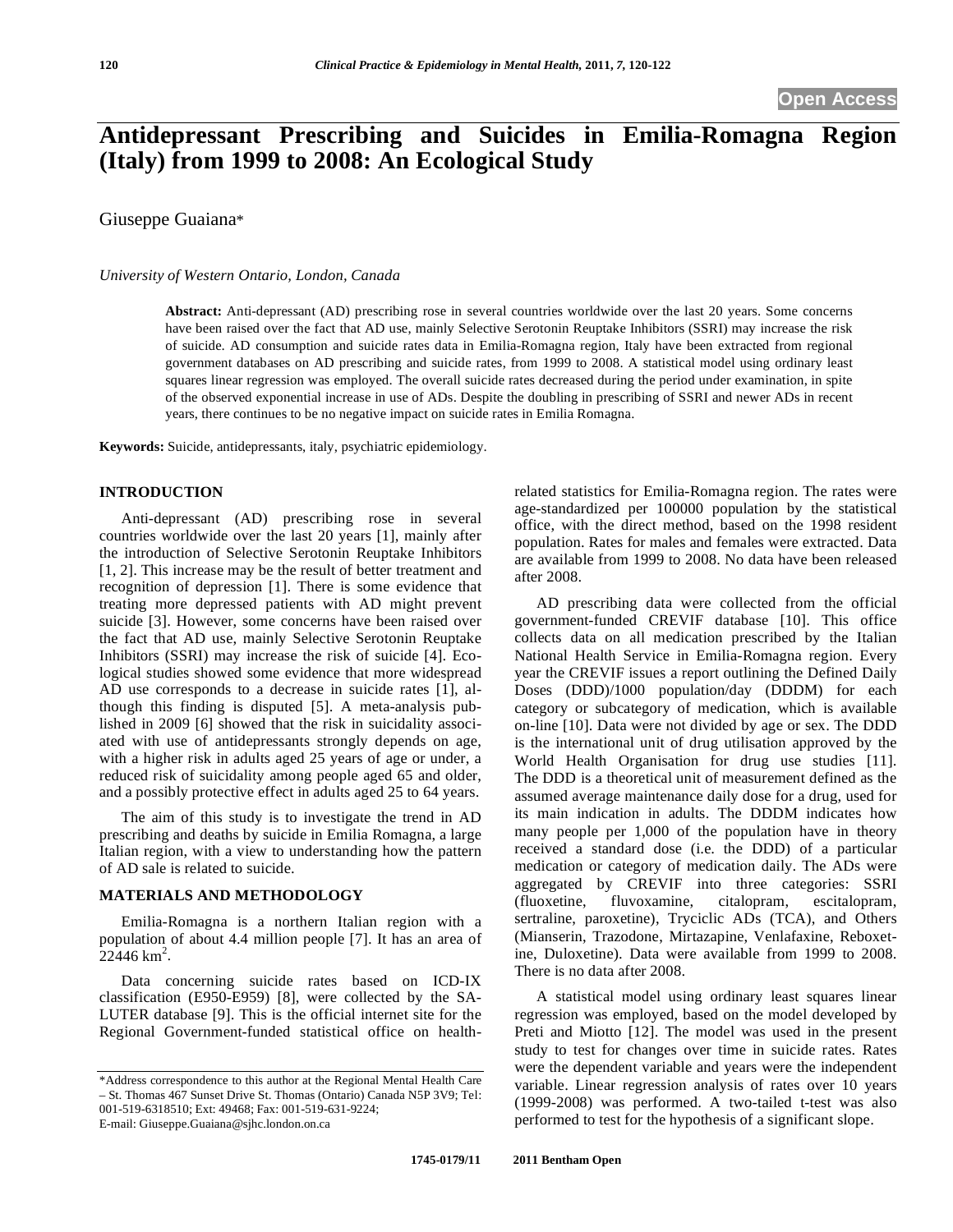Open Access

# Antidepressant Prescribing and Suicides in Emilia-Romagna Region (Italy) from 1999 to 2008: An Ecological Study

Giuseppe Guaiana*

*University of Western Ontario, London, Canada*

**Abstract:** Anti-depressant (AD) prescribing rose in several countries worldwide over the last 20 years. Some concerns have been raised over the fact that AD use, mainly Selective Serotonin Reuptake Inhibitors (SSRI) may increase the risk of suicide. AD consumption and suicide rates data in Emilia-Romagna region, Italy have been extracted from regional government databases on AD prescribing and suicide rates, from 1999 to 2008. A statistical model using ordinary least squares linear regression was employed. The overall suicide rates decreased during the period under examination, in spite of the observed exponential increase in use of ADs. Despite the doubling in prescribing of SSRI and newer ADs in recent years, there continues to be no negative impact on suicide rates in Emilia Romagna.

**Keywords:** Suicide, antidepressants, italy, psychiatric epidemiology.

## INTRODUCTION

Anti-depressant (AD) prescribing rose in several countries worldwide over the last 20 years [1], mainly after the introduction of Selective Serotonin Reuptake Inhibitors [1, 2]. This increase may be the result of better treatment and recognition of depression [1]. There is some evidence that treating more depressed patients with AD might prevent suicide [3]. However, some concerns have been raised over the fact that AD use, mainly Selective Serotonin Reuptake Inhibitors (SSRI) may increase the risk of suicide [4]. Ecological studies showed some evidence that more widespread AD use corresponds to a decrease in suicide rates [1], although this finding is disputed [5]. A meta-analysis published in 2009 [6] showed that the risk in suicidality associated with use of antidepressants strongly depends on age, with a higher risk in adults aged 25 years of age or under, a reduced risk of suicidality among people aged 65 and older, and a possibly protective effect in adults aged 25 to 64 years.

The aim of this study is to investigate the trend in AD prescribing and deaths by suicide in Emilia Romagna, a large Italian region, with a view to understanding how the pattern of AD sale is related to suicide.

## MATERIALS AND METHODOLOGY

Emilia-Romagna is a northern Italian region with a population of about 4.4 million people [7]. It has an area of 22446 km$^2$.

Data concerning suicide rates based on ICD-IX classification (E950-E959) [8], were collected by the SALUTER database [9]. This is the official internet site for the Regional Government-funded statistical office on health-related statistics for Emilia-Romagna region. The rates were age-standardized per 100000 population by the statistical office, with the direct method, based on the 1998 resident population. Rates for males and females were extracted. Data are available from 1999 to 2008. No data have been released after 2008.

AD prescribing data were collected from the official government-funded CREVIF database [10]. This office collects data on all medication prescribed by the Italian National Health Service in Emilia-Romagna region. Every year the CREVIF issues a report outlining the Defined Daily Doses (DDD)/1000 population/day (DDDM) for each category or subcategory of medication, which is available on-line [10]. Data were not divided by age or sex. The DDD is the international unit of drug utilization approved by the World Health Organisation for drug use studies [11]. The DDD is a theoretical unit of measurement defined as the assumed average maintenance daily dose for a drug, used for its main indication in adults. The DDDM indicates how many people per 1,000 of the population have in theory received a standard dose (i.e. the DDD) of a particular medication or category of medication daily. The ADs were aggregated by CREVIF into three categories: SSRI (fluoxetine, fluvoxamine, citalopram, escitalopram, sertraline, paroxetine), Tryciclic ADs (TCA), and Others (Mianserin, Trazodone, Mirtazapine, Venlafaxine, Reboxetine, Duloxetine). Data were available from 1999 to 2008. There is no data after 2008.

A statistical model using ordinary least squares linear regression was employed, based on the model developed by Preti and Miotto [12]. The model was used in the present study to test for changes over time in suicide rates. Rates were the dependent variable and years were the independent variable. Linear regression analysis of rates over 10 years (1999-2008) was performed. A two-tailed t-test was also performed to test for the hypothesis of a significant slope.

*Address correspondence to this author at the Regional Mental Health Care – St. Thomas 467 Sunset Drive St. Thomas (Ontario) Canada N5P 3V9; Tel: 001-519-6318510; Ext: 49468; Fax: 001-519-631-9224; E-mail: Giuseppe.Guaiana@sjhc.london.on.ca

1745-0179/11 2011 Bentham Open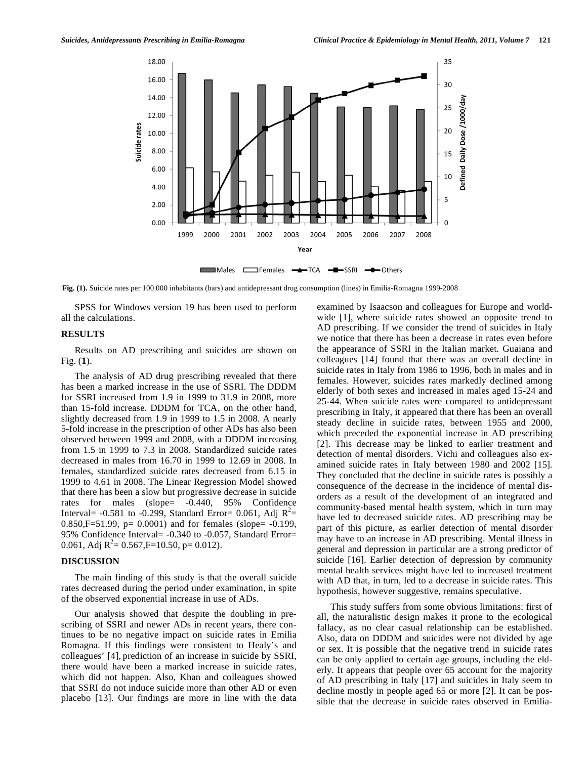Fig. (1). Suicide rates per 100.000 inhabitants (bars) and antidepressant drug consumption (lines) in Emilia-Romagna 1999-2008

SPSS for Windows version 19 has been used to perform all the calculations.

## RESULTS

Results on AD prescribing and suicides are shown on Fig. (**1**).

The analysis of AD drug prescribing revealed that there has been a marked increase in the use of SSRI. The DDDM for SSRI increased from 1.9 in 1999 to 31.9 in 2008, more than 15-fold increase. DDDM for TCA, on the other hand, slightly decreased from 1.9 in 1999 to 1.5 in 2008. A nearly 5-fold increase in the prescription of other ADs has also been observed between 1999 and 2008, with a DDDM increasing from 1.5 in 1999 to 7.3 in 2008. Standardized suicide rates decreased in males from 16.70 in 1999 to 12.69 in 2008. In females, standardized suicide rates decreased from 6.15 in 1999 to 4.61 in 2008. The Linear Regression Model showed that there has been a slow but progressive decrease in suicide rates for males (slope= -0.440, 95% Confidence Interval= -0.581 to -0.299, Standard Error= 0.061, Adj $R^2$= 0.850,F=51.99, p= 0.0001) and for females (slope= -0.199, 95% Confidence Interval= -0.340 to -0.057, Standard Error= 0.061, Adj $R^2$= 0.567,F=10.50, p= 0.012).

## DISCUSSION

The main finding of this study is that the overall suicide rates decreased during the period under examination, in spite of the observed exponential increase in use of ADs.

Our analysis showed that despite the doubling in prescribing of SSRI and newer ADs in recent years, there continues to be no negative impact on suicide rates in Emilia Romagna. If this findings were consistent to Healy's and colleagues' [4], prediction of an increase in suicide by SSRI, there would have been a marked increase in suicide rates, which did not happen. Also, Khan and colleagues showed that SSRI do not induce suicide more than other AD or even placebo [13]. Our findings are more in line with the data examined by Isaacson and colleagues for Europe and worldwide [1], where suicide rates showed an opposite trend to AD prescribing. If we consider the trend of suicides in Italy we notice that there has been a decrease in rates even before the appearance of SSRI in the Italian market. Guaiana and colleagues [14] found that there was an overall decline in suicide rates in Italy from 1986 to 1996, both in males and in females. However, suicides rates markedly declined among elderly of both sexes and increased in males aged 15-24 and 25-44. When suicide rates were compared to antidepressant prescribing in Italy, it appeared that there has been an overall steady decline in suicide rates, between 1955 and 2000, which preceded the exponential increase in AD prescribing [2]. This decrease may be linked to earlier treatment and detection of mental disorders. Vichi and colleagues also examined suicide rates in Italy between 1980 and 2002 [15]. They concluded that the decline in suicide rates is possibly a consequence of the decrease in the incidence of mental disorders as a result of the development of an integrated and community-based mental health system, which in turn may have led to decreased suicide rates. AD prescribing may be part of this picture, as earlier detection of mental disorder may have to an increase in AD prescribing. Mental illness in general and depression in particular are a strong predictor of suicide [16]. Earlier detection of depression by community mental health services might have led to increased treatment with AD that, in turn, led to a decrease in suicide rates. This hypothesis, however suggestive, remains speculative.

This study suffers from some obvious limitations: first of all, the naturalistic design makes it prone to the ecological fallacy, as no clear casual relationship can be established. Also, data on DDDM and suicides were not divided by age or sex. It is possible that the negative trend in suicide rates can be only applied to certain age groups, including the elderly. It appears that people over 65 account for the majority of AD prescribing in Italy [17] and suicides in Italy seem to decline mostly in people aged 65 or more [2]. It can be possible that the decrease in suicide rates observed in Emilia-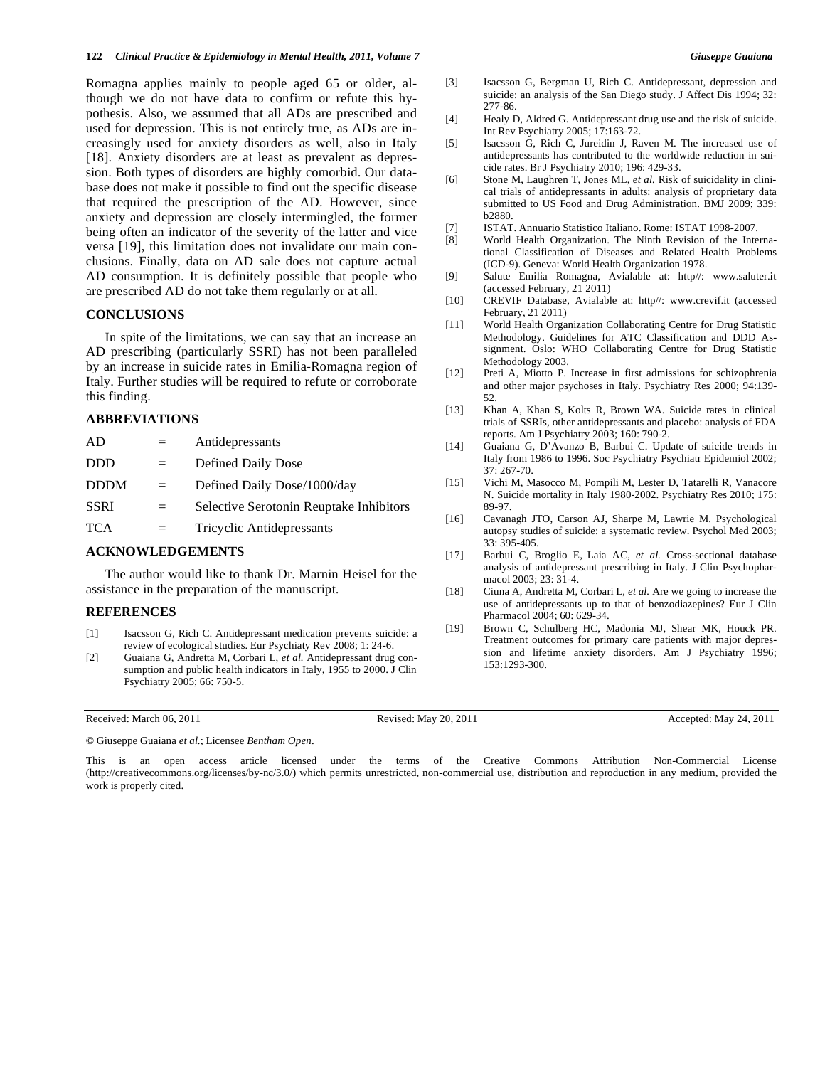Romagna applies mainly to people aged 65 or older, although we do not have data to confirm or refute this hypothesis. Also, we assumed that all ADs are prescribed and used for depression. This is not entirely true, as ADs are increasingly used for anxiety disorders as well, also in Italy [18]. Anxiety disorders are at least as prevalent as depression. Both types of disorders are highly comorbid. Our database does not make it possible to find out the specific disease that required the prescription of the AD. However, since anxiety and depression are closely intermingled, the former being often an indicator of the severity of the latter and vice versa [19], this limitation does not invalidate our main conclusions. Finally, data on AD sale does not capture actual AD consumption. It is definitely possible that people who are prescribed AD do not take them regularly or at all.

## CONCLUSIONS

In spite of the limitations, we can say that an increase an AD prescribing (particularly SSRI) has not been paralleled by an increase in suicide rates in Emilia-Romagna region of Italy. Further studies will be required to refute or corroborate this finding.

## ABBREVIATIONS

| | | |
|---|---|---|
| AD | = | Antidepressants |
| DDD | = | Defined Daily Dose |
| DDDM | = | Defined Daily Dose/1000/day |
| SSRI | = | Selective Serotonin Reuptake Inhibitors |
| TCA | = | Tricyclic Antidepressants |

## ACKNOWLEDGEMENTS

The author would like to thank Dr. Marnin Heisel for the assistance in the preparation of the manuscript.

## REFERENCES

[1] Isacsson G, Rich C. Antidepressant medication prevents suicide: a review of ecological studies. Eur Psychiaty Rev 2008; 1: 24-6.

[2] Guaiana G, Andretta M, Corbari L, *et al.* Antidepressant drug consumption and public health indicators in Italy, 1955 to 2000. J Clin Psychiatry 2005; 66: 750-5.

[3] Isacsson G, Bergman U, Rich C. Antidepressant, depression and suicide: an analysis of the San Diego study. J Affect Dis 1994; 32: 277-86.

[4] Healy D, Aldred G. Antidepressant drug use and the risk of suicide. Int Rev Psychiatry 2005; 17:163-72.

[5] Isacsson G, Rich C, Jureidin J, Raven M. The increased use of antidepressants has contributed to the worldwide reduction in suicide rates. Br J Psychiatry 2010; 196: 429-33.

[6] Stone M, Laughren T, Jones ML, *et al.* Risk of suicidality in clinical trials of antidepressants in adults: analysis of proprietary data submitted to US Food and Drug Administration. BMJ 2009; 339: b2880.

[7] ISTAT. Annuario Statistico Italiano. Rome: ISTAT 1998-2007.

[8] World Health Organization. The Ninth Revision of the International Classification of Diseases and Related Health Problems (ICD-9). Geneva: World Health Organization 1978.

[9] Salute Emilia Romagna, Avialable at: http//: www.saluter.it (accessed February, 21 2011)

[10] CREVIF Database, Avialable at: http//: www.crevif.it (accessed February, 21 2011)

[11] World Health Organization Collaborating Centre for Drug Statistic Methodology. Guidelines for ATC Classification and DDD Assignment. Oslo: WHO Collaborating Centre for Drug Statistic Methodology 2003.

[12] Preti A, Miotto P. Increase in first admissions for schizophrenia and other major psychoses in Italy. Psychiatry Res 2000; 94:139-52.

[13] Khan A, Khan S, Kolts R, Brown WA. Suicide rates in clinical trials of SSRIs, other antidepressants and placebo: analysis of FDA reports. Am J Psychiatry 2003; 160: 790-2.

[14] Guaiana G, D'Avanzo B, Barbui C. Update of suicide trends in Italy from 1986 to 1996. Soc Psychiatry Psychiatr Epidemiol 2002; 37: 267-70.

[15] Vichi M, Masocco M, Pompili M, Lester D, Tatarelli R, Vanacore N. Suicide mortality in Italy 1980-2002. Psychiatry Res 2010; 175: 89-97.

[16] Cavanagh JTO, Carson AJ, Sharpe M, Lawrie M. Psychological autopsy studies of suicide: a systematic review. Psychol Med 2003; 33: 395-405.

[17] Barbui C, Broglio E, Laia AC, *et al.* Cross-sectional database analysis of antidepressant prescribing in Italy. J Clin Psychopharmacol 2003; 23: 31-4.

[18] Ciuna A, Andretta M, Corbari L, *et al.* Are we going to increase the use of antidepressants up to that of benzodiazepines? Eur J Clin Pharmacol 2004; 60: 629-34.

[19] Brown C, Schulberg HC, Madonia MJ, Shear MK, Houck PR. Treatment outcomes for primary care patients with major depression and lifetime anxiety disorders. Am J Psychiatry 1996; 153:1293-300.

Received: March 06, 2011 Revised: May 20, 2011 Accepted: May 24, 2011

© Giuseppe Guaiana *et al.*; Licensee *Bentham Open*.

This is an open access article licensed under the terms of the Creative Commons Attribution Non-Commercial License (http://creativecommons.org/licenses/by-nc/3.0/) which permits unrestricted, non-commercial use, distribution and reproduction in any medium, provided the work is properly cited.